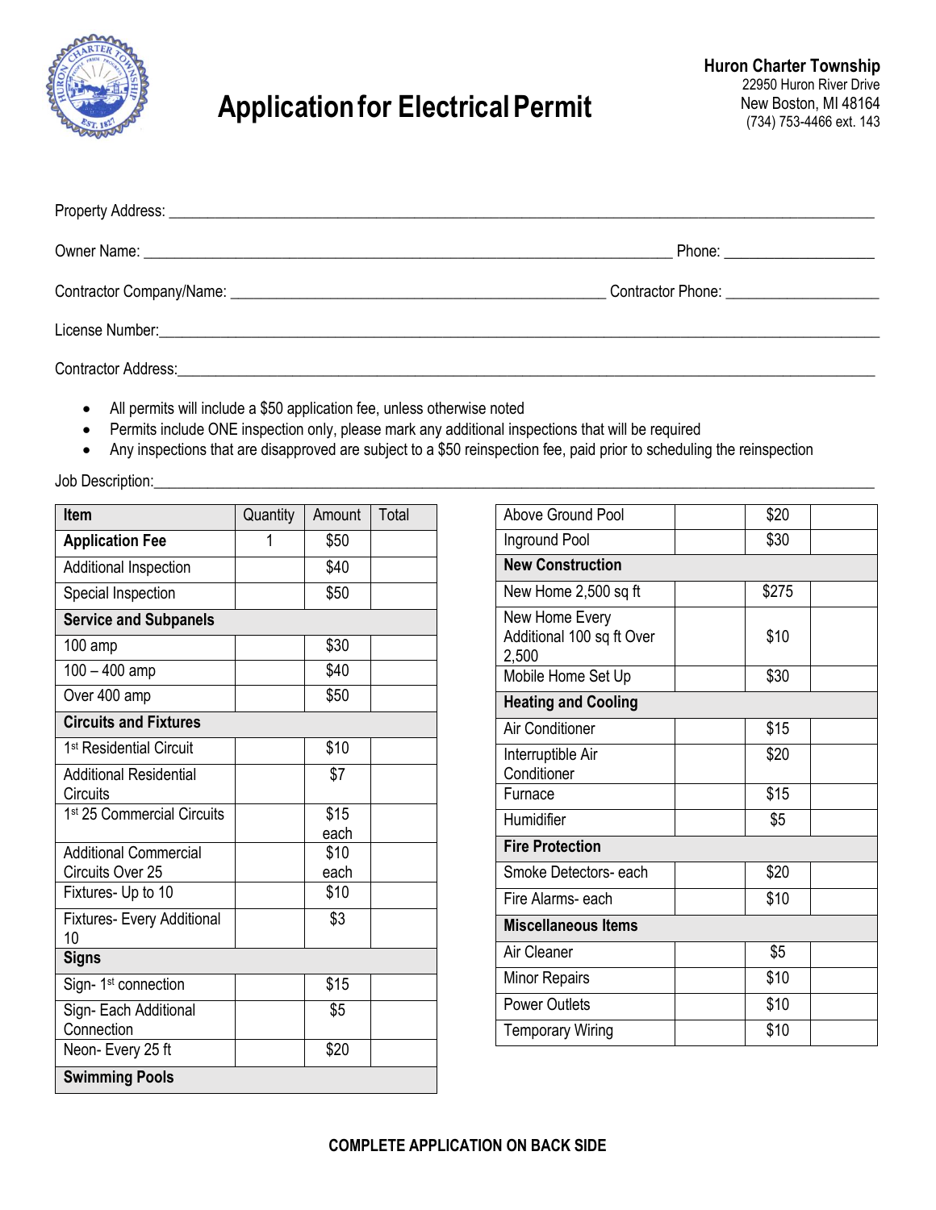# Application for Electrical Permit

**Huron Charter Township**
22950 Huron River Drive
New Boston, MI 48164
(734) 753-4466 ext. 143

Property Address: ______________________________________________

Owner Name: ______________________________________ Phone: ____________

Contractor Company/Name: ____________________________ Contractor Phone: ____________

License Number: ______________________________________________

Contractor Address: ______________________________________________

- All permits will include a $50 application fee, unless otherwise noted
- Permits include ONE inspection only, please mark any additional inspections that will be required
- Any inspections that are disapproved are subject to a $50 reinspection fee, paid prior to scheduling the reinspection

Job Description: ______________________________________________

| Item | Quantity | Amount | Total |
|---|---|---|---|
| **Application Fee** | 1 | $50 | |
| Additional Inspection | | $40 | |
| Special Inspection | | $50 | |
| **Service and Subpanels** | | | |
| 100 amp | | $30 | |
| 100 – 400 amp | | $40 | |
| Over 400 amp | | $50 | |
| **Circuits and Fixtures** | | | |
| 1st Residential Circuit | | $10 | |
| Additional Residential Circuits | | $7 | |
| 1st 25 Commercial Circuits | | $15 each | |
| Additional Commercial Circuits Over 25 | | $10 each | |
| Fixtures- Up to 10 | | $10 | |
| Fixtures- Every Additional 10 | | $3 | |
| **Signs** | | | |
| Sign- 1st connection | | $15 | |
| Sign- Each Additional Connection | | $5 | |
| Neon- Every 25 ft | | $20 | |
| **Swimming Pools** | | | |
| Above Ground Pool | | $20 | |
| Inground Pool | | $30 | |
| **New Construction** | | | |
| New Home 2,500 sq ft | | $275 | |
| New Home Every Additional 100 sq ft Over 2,500 | | $10 | |
| Mobile Home Set Up | | $30 | |
| **Heating and Cooling** | | | |
| Air Conditioner | | $15 | |
| Interruptible Air Conditioner | | $20 | |
| Furnace | | $15 | |
| Humidifier | | $5 | |
| **Fire Protection** | | | |
| Smoke Detectors- each | | $20 | |
| Fire Alarms- each | | $10 | |
| **Miscellaneous Items** | | | |
| Air Cleaner | | $5 | |
| Minor Repairs | | $10 | |
| Power Outlets | | $10 | |
| Temporary Wiring | | $10 | |

**COMPLETE APPLICATION ON BACK SIDE**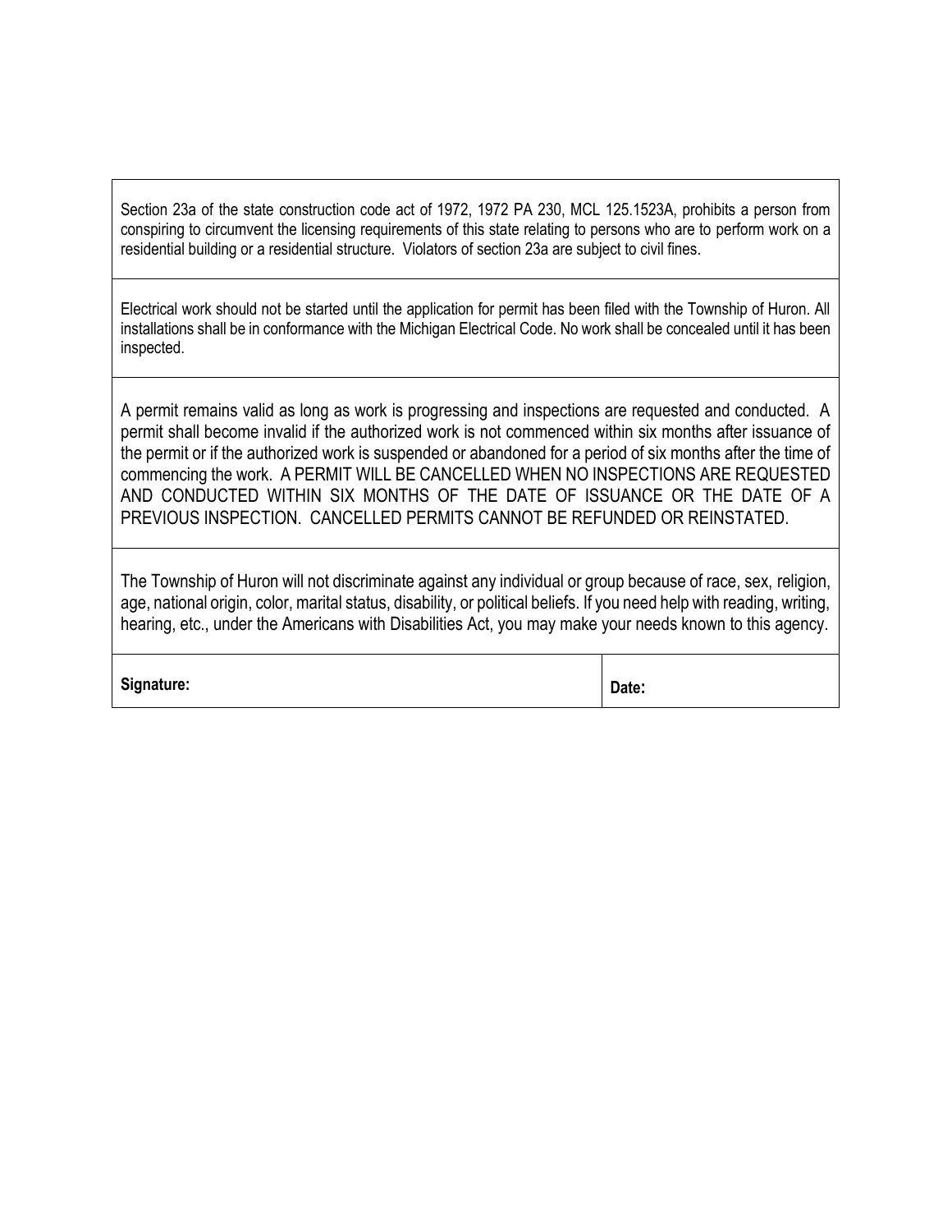Section 23a of the state construction code act of 1972, 1972 PA 230, MCL 125.1523A, prohibits a person from conspiring to circumvent the licensing requirements of this state relating to persons who are to perform work on a residential building or a residential structure. Violators of section 23a are subject to civil fines.

Electrical work should not be started until the application for permit has been filed with the Township of Huron. All installations shall be in conformance with the Michigan Electrical Code. No work shall be concealed until it has been inspected.

A permit remains valid as long as work is progressing and inspections are requested and conducted. A permit shall become invalid if the authorized work is not commenced within six months after issuance of the permit or if the authorized work is suspended or abandoned for a period of six months after the time of commencing the work. A PERMIT WILL BE CANCELLED WHEN NO INSPECTIONS ARE REQUESTED AND CONDUCTED WITHIN SIX MONTHS OF THE DATE OF ISSUANCE OR THE DATE OF A PREVIOUS INSPECTION. CANCELLED PERMITS CANNOT BE REFUNDED OR REINSTATED.

The Township of Huron will not discriminate against any individual or group because of race, sex, religion, age, national origin, color, marital status, disability, or political beliefs. If you need help with reading, writing, hearing, etc., under the Americans with Disabilities Act, you may make your needs known to this agency.

| | |
|---|---|
| **Signature:** | **Date:** |